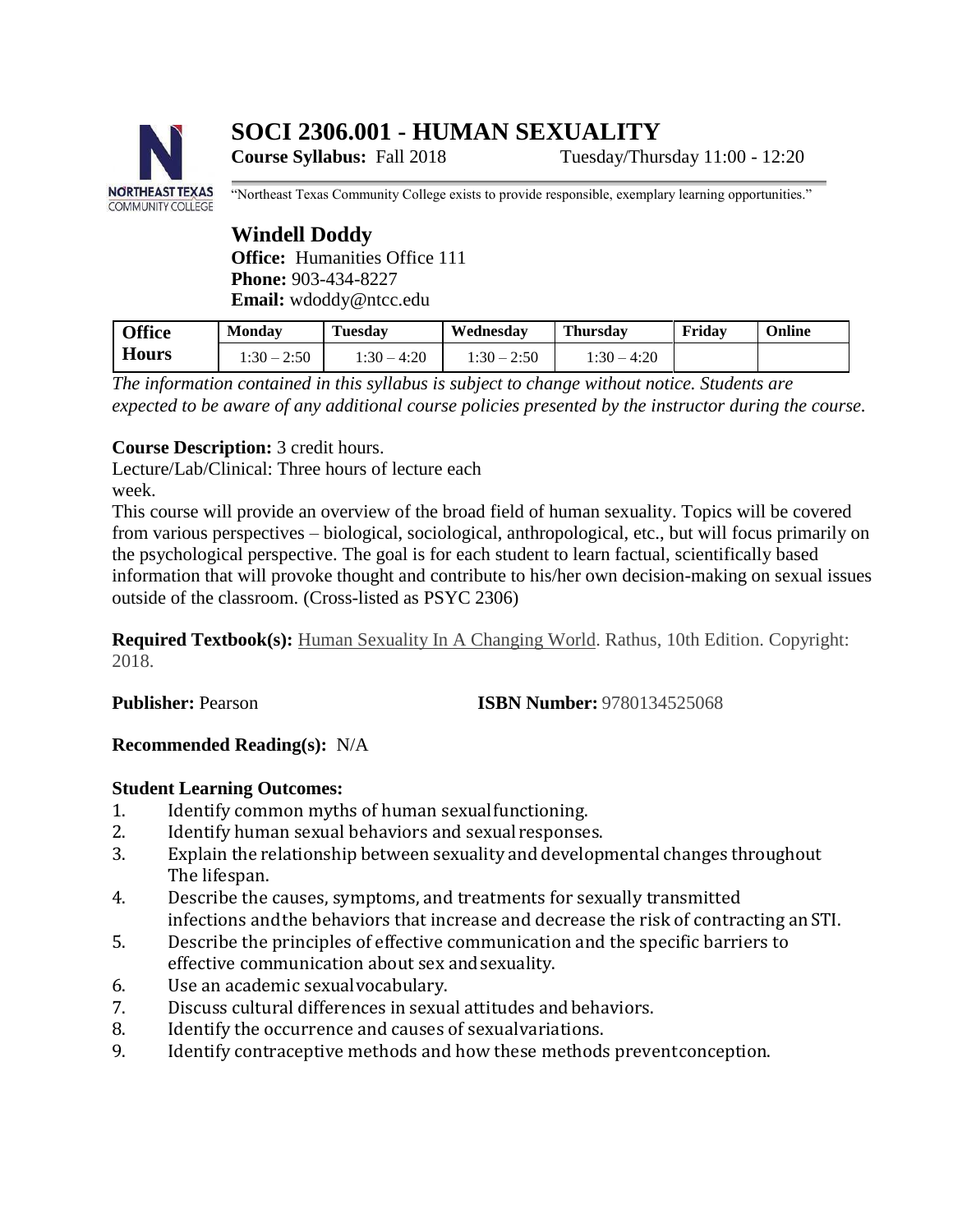# SOCI 2306.001 - HUMAN SEXUALITY

**Course Syllabus:** Fall 2018 Tuesday/Thursday 11:00 - 12:20

"Northeast Texas Community College exists to provide responsible, exemplary learning opportunities."

## Windell Doddy

**Office:** Humanities Office 111
**Phone:** 903-434-8227
**Email:** wdoddy@ntcc.edu

| Office Hours | Monday | Tuesday | Wednesday | Thursday | Friday | Online |
|---|---|---|---|---|---|---|
| | 1:30 – 2:50 | 1:30 – 4:20 | 1:30 – 2:50 | 1:30 – 4:20 | | |

*The information contained in this syllabus is subject to change without notice. Students are expected to be aware of any additional course policies presented by the instructor during the course.*

**Course Description:** 3 credit hours.
Lecture/Lab/Clinical: Three hours of lecture each week.
This course will provide an overview of the broad field of human sexuality. Topics will be covered from various perspectives – biological, sociological, anthropological, etc., but will focus primarily on the psychological perspective. The goal is for each student to learn factual, scientifically based information that will provoke thought and contribute to his/her own decision-making on sexual issues outside of the classroom. (Cross-listed as PSYC 2306)

**Required Textbook(s):** Human Sexuality In A Changing World. Rathus, 10th Edition. Copyright: 2018.

**Publisher:** Pearson **ISBN Number:** 9780134525068

**Recommended Reading(s):** N/A

**Student Learning Outcomes:**

1. Identify common myths of human sexual functioning.
2. Identify human sexual behaviors and sexual responses.
3. Explain the relationship between sexuality and developmental changes throughout The lifespan.
4. Describe the causes, symptoms, and treatments for sexually transmitted infections and the behaviors that increase and decrease the risk of contracting an STI.
5. Describe the principles of effective communication and the specific barriers to effective communication about sex and sexuality.
6. Use an academic sexual vocabulary.
7. Discuss cultural differences in sexual attitudes and behaviors.
8. Identify the occurrence and causes of sexual variations.
9. Identify contraceptive methods and how these methods prevent conception.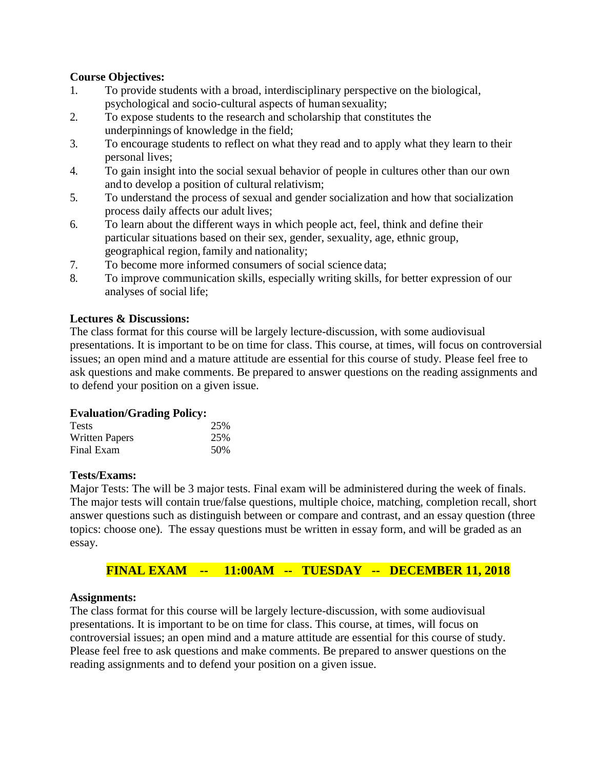**Course Objectives:**

1. To provide students with a broad, interdisciplinary perspective on the biological, psychological and socio-cultural aspects of human sexuality;
2. To expose students to the research and scholarship that constitutes the underpinnings of knowledge in the field;
3. To encourage students to reflect on what they read and to apply what they learn to their personal lives;
4. To gain insight into the social sexual behavior of people in cultures other than our own and to develop a position of cultural relativism;
5. To understand the process of sexual and gender socialization and how that socialization process daily affects our adult lives;
6. To learn about the different ways in which people act, feel, think and define their particular situations based on their sex, gender, sexuality, age, ethnic group, geographical region, family and nationality;
7. To become more informed consumers of social science data;
8. To improve communication skills, especially writing skills, for better expression of our analyses of social life;

**Lectures & Discussions:**

The class format for this course will be largely lecture-discussion, with some audiovisual presentations. It is important to be on time for class. This course, at times, will focus on controversial issues; an open mind and a mature attitude are essential for this course of study. Please feel free to ask questions and make comments. Be prepared to answer questions on the reading assignments and to defend your position on a given issue.

**Evaluation/Grading Policy:**

| | |
|---|---|
| Tests | 25% |
| Written Papers | 25% |
| Final Exam | 50% |

**Tests/Exams:**

Major Tests: The will be 3 major tests. Final exam will be administered during the week of finals. The major tests will contain true/false questions, multiple choice, matching, completion recall, short answer questions such as distinguish between or compare and contrast, and an essay question (three topics: choose one). The essay questions must be written in essay form, and will be graded as an essay.

**FINAL EXAM -- 11:00AM -- TUESDAY -- DECEMBER 11, 2018**

**Assignments:**

The class format for this course will be largely lecture-discussion, with some audiovisual presentations. It is important to be on time for class. This course, at times, will focus on controversial issues; an open mind and a mature attitude are essential for this course of study. Please feel free to ask questions and make comments. Be prepared to answer questions on the reading assignments and to defend your position on a given issue.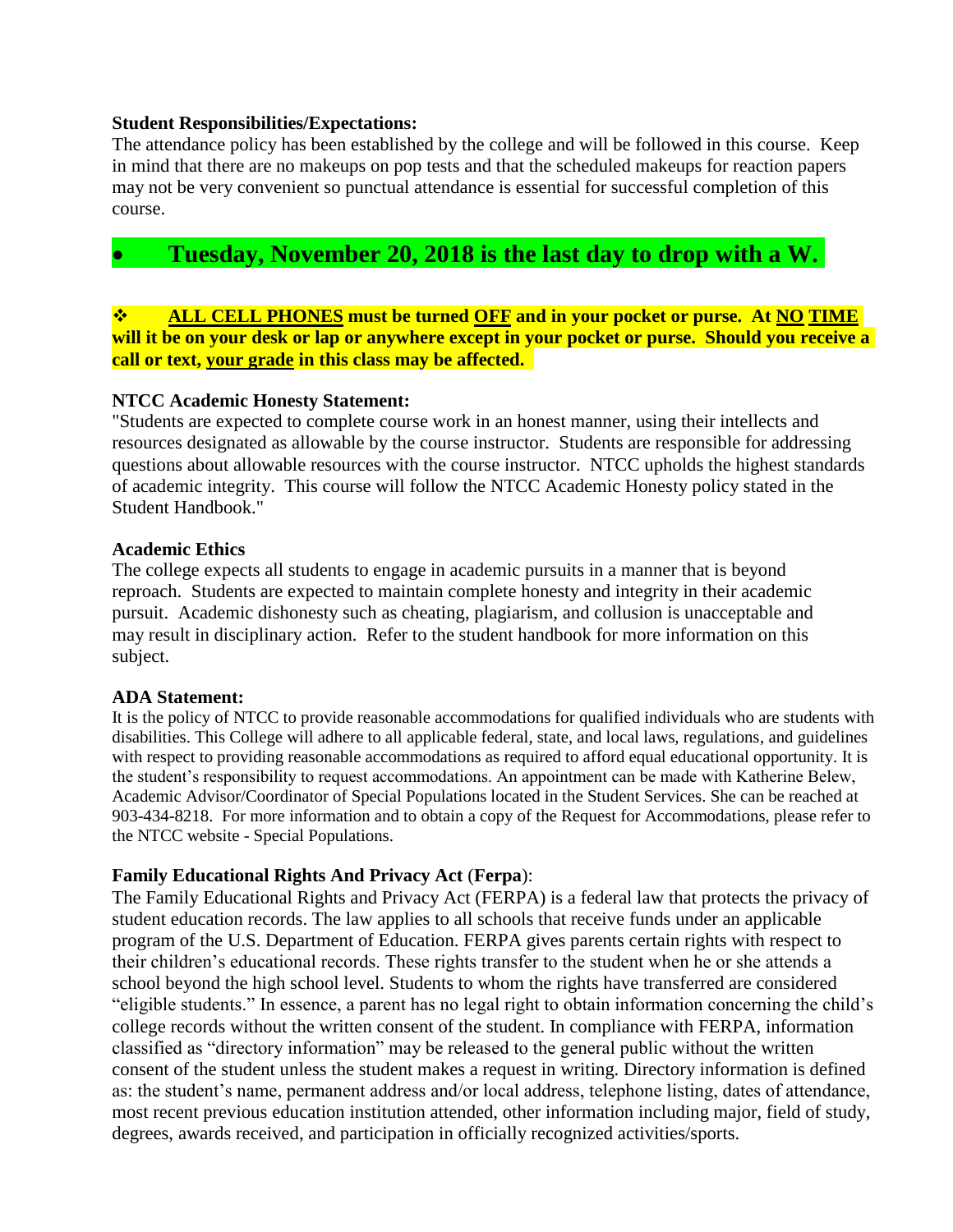**Student Responsibilities/Expectations:**
The attendance policy has been established by the college and will be followed in this course. Keep in mind that there are no makeups on pop tests and that the scheduled makeups for reaction papers may not be very convenient so punctual attendance is essential for successful completion of this course.

- **Tuesday, November 20, 2018 is the last day to drop with a W.**

❖ **ALL CELL PHONES must be turned OFF and in your pocket or purse. At NO TIME will it be on your desk or lap or anywhere except in your pocket or purse. Should you receive a call or text, your grade in this class may be affected.**

**NTCC Academic Honesty Statement:**
"Students are expected to complete course work in an honest manner, using their intellects and resources designated as allowable by the course instructor. Students are responsible for addressing questions about allowable resources with the course instructor. NTCC upholds the highest standards of academic integrity. This course will follow the NTCC Academic Honesty policy stated in the Student Handbook."

**Academic Ethics**
The college expects all students to engage in academic pursuits in a manner that is beyond reproach. Students are expected to maintain complete honesty and integrity in their academic pursuit. Academic dishonesty such as cheating, plagiarism, and collusion is unacceptable and may result in disciplinary action. Refer to the student handbook for more information on this subject.

**ADA Statement:**
It is the policy of NTCC to provide reasonable accommodations for qualified individuals who are students with disabilities. This College will adhere to all applicable federal, state, and local laws, regulations, and guidelines with respect to providing reasonable accommodations as required to afford equal educational opportunity. It is the student's responsibility to request accommodations. An appointment can be made with Katherine Belew, Academic Advisor/Coordinator of Special Populations located in the Student Services. She can be reached at 903-434-8218. For more information and to obtain a copy of the Request for Accommodations, please refer to the NTCC website - Special Populations.

**Family Educational Rights And Privacy Act** (**Ferpa**):
The Family Educational Rights and Privacy Act (FERPA) is a federal law that protects the privacy of student education records. The law applies to all schools that receive funds under an applicable program of the U.S. Department of Education. FERPA gives parents certain rights with respect to their children's educational records. These rights transfer to the student when he or she attends a school beyond the high school level. Students to whom the rights have transferred are considered "eligible students." In essence, a parent has no legal right to obtain information concerning the child's college records without the written consent of the student. In compliance with FERPA, information classified as "directory information" may be released to the general public without the written consent of the student unless the student makes a request in writing. Directory information is defined as: the student's name, permanent address and/or local address, telephone listing, dates of attendance, most recent previous education institution attended, other information including major, field of study, degrees, awards received, and participation in officially recognized activities/sports.